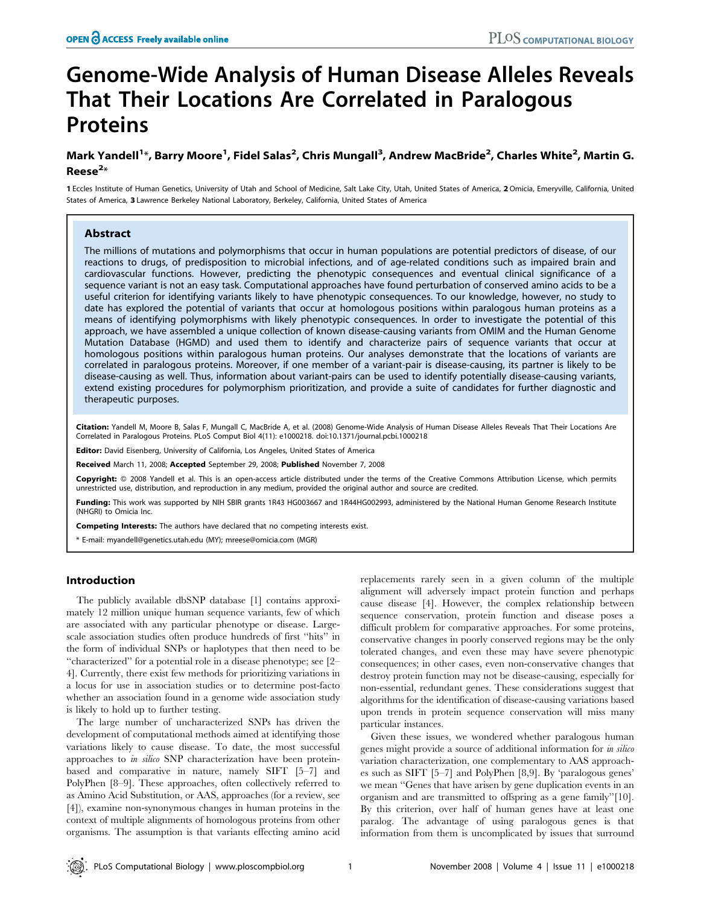# Genome-Wide Analysis of Human Disease Alleles Reveals That Their Locations Are Correlated in Paralogous Proteins

**Mark Yandell[1]*, Barry Moore[1], Fidel Salas[2], Chris Mungall[3], Andrew MacBride[2], Charles White[2], Martin G. Reese[2]***

1 Eccles Institute of Human Genetics, University of Utah and School of Medicine, Salt Lake City, Utah, United States of America, 2 Omicia, Emeryville, California, United States of America, 3 Lawrence Berkeley National Laboratory, Berkeley, California, United States of America

## Abstract

The millions of mutations and polymorphisms that occur in human populations are potential predictors of disease, of our reactions to drugs, of predisposition to microbial infections, and of age-related conditions such as impaired brain and cardiovascular functions. However, predicting the phenotypic consequences and eventual clinical significance of a sequence variant is not an easy task. Computational approaches have found perturbation of conserved amino acids to be a useful criterion for identifying variants likely to have phenotypic consequences. To our knowledge, however, no study to date has explored the potential of variants that occur at homologous positions within paralogous human proteins as a means of identifying polymorphisms with likely phenotypic consequences. In order to investigate the potential of this approach, we have assembled a unique collection of known disease-causing variants from OMIM and the Human Genome Mutation Database (HGMD) and used them to identify and characterize pairs of sequence variants that occur at homologous positions within paralogous human proteins. Our analyses demonstrate that the locations of variants are correlated in paralogous proteins. Moreover, if one member of a variant-pair is disease-causing, its partner is likely to be disease-causing as well. Thus, information about variant-pairs can be used to identify potentially disease-causing variants, extend existing procedures for polymorphism prioritization, and provide a suite of candidates for further diagnostic and therapeutic purposes.

**Citation:** Yandell M, Moore B, Salas F, Mungall C, MacBride A, et al. (2008) Genome-Wide Analysis of Human Disease Alleles Reveals That Their Locations Are Correlated in Paralogous Proteins. PLoS Comput Biol 4(11): e1000218. doi:10.1371/journal.pcbi.1000218

**Editor:** David Eisenberg, University of California, Los Angeles, United States of America

**Received** March 11, 2008; **Accepted** September 29, 2008; **Published** November 7, 2008

**Copyright:** © 2008 Yandell et al. This is an open-access article distributed under the terms of the Creative Commons Attribution License, which permits unrestricted use, distribution, and reproduction in any medium, provided the original author and source are credited.

**Funding:** This work was supported by NIH SBIR grants 1R43 HG003667 and 1R44HG002993, administered by the National Human Genome Research Institute (NHGRI) to Omicia Inc.

**Competing Interests:** The authors have declared that no competing interests exist.

* E-mail: myandell@genetics.utah.edu (MY); mreese@omicia.com (MGR)

## Introduction

The publicly available dbSNP database [1] contains approximately 12 million unique human sequence variants, few of which are associated with any particular phenotype or disease. Large-scale association studies often produce hundreds of first "hits" in the form of individual SNPs or haplotypes that then need to be "characterized" for a potential role in a disease phenotype; see [2–4]. Currently, there exist few methods for prioritizing variations in a locus for use in association studies or to determine post-facto whether an association found in a genome wide association study is likely to hold up to further testing.

The large number of uncharacterized SNPs has driven the development of computational methods aimed at identifying those variations likely to cause disease. To date, the most successful approaches to *in silico* SNP characterization have been protein-based and comparative in nature, namely SIFT [5–7] and PolyPhen [8–9]. These approaches, often collectively referred to as Amino Acid Substitution, or AAS, approaches (for a review, see [4]), examine non-synonymous changes in human proteins in the context of multiple alignments of homologous proteins from other organisms. The assumption is that variants effecting amino acid replacements rarely seen in a given column of the multiple alignment will adversely impact protein function and perhaps cause disease [4]. However, the complex relationship between sequence conservation, protein function and disease poses a difficult problem for comparative approaches. For some proteins, conservative changes in poorly conserved regions may be the only tolerated changes, and even these may have severe phenotypic consequences; in other cases, even non-conservative changes that destroy protein function may not be disease-causing, especially for non-essential, redundant genes. These considerations suggest that algorithms for the identification of disease-causing variations based upon trends in protein sequence conservation will miss many particular instances.

Given these issues, we wondered whether paralogous human genes might provide a source of additional information for *in silico* variation characterization, one complementary to AAS approaches such as SIFT [5–7] and PolyPhen [8,9]. By 'paralogous genes' we mean "Genes that have arisen by gene duplication events in an organism and are transmitted to offspring as a gene family"[10]. By this criterion, over half of human genes have at least one paralog. The advantage of using paralogous genes is that information from them is uncomplicated by issues that surround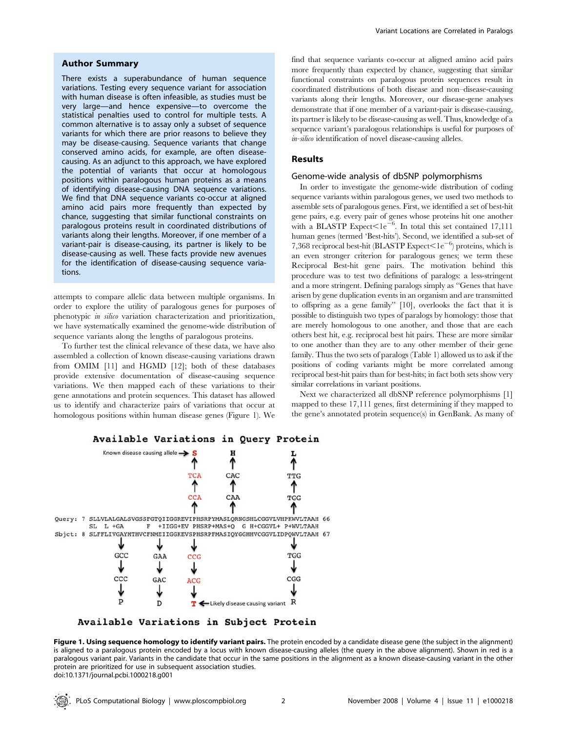## Author Summary

There exists a superabundance of human sequence variations. Testing every sequence variant for association with human disease is often infeasible, as studies must be very large—and hence expensive—to overcome the statistical penalties used to control for multiple tests. A common alternative is to assay only a subset of sequence variants for which there are prior reasons to believe they may be disease-causing. Sequence variants that change conserved amino acids, for example, are often disease-causing. As an adjunct to this approach, we have explored the potential of variants that occur at homologous positions within paralogous human proteins as a means of identifying disease-causing DNA sequence variations. We find that DNA sequence variants co-occur at aligned amino acid pairs more frequently than expected by chance, suggesting that similar functional constraints on paralogous proteins result in coordinated distributions of variants along their lengths. Moreover, if one member of a variant-pair is disease-causing, its partner is likely to be disease-causing as well. These facts provide new avenues for the identification of disease-causing sequence variations.

attempts to compare allelic data between multiple organisms. In order to explore the utility of paralogous genes for purposes of phenotypic *in silico* variation characterization and prioritization, we have systematically examined the genome-wide distribution of sequence variants along the lengths of paralogous proteins.

To further test the clinical relevance of these data, we have also assembled a collection of known disease-causing variations drawn from OMIM [11] and HGMD [12]; both of these databases provide extensive documentation of disease-causing sequence variations. We then mapped each of these variations to their gene annotations and protein sequences. This dataset has allowed us to identify and characterize pairs of variations that occur at homologous positions within human disease genes (Figure 1). We find that sequence variants co-occur at aligned amino acid pairs more frequently than expected by chance, suggesting that similar functional constraints on paralogous protein sequences result in coordinated distributions of both disease and non–disease-causing variants along their lengths. Moreover, our disease-gene analyses demonstrate that if one member of a variant-pair is disease-causing, its partner is likely to be disease-causing as well. Thus, knowledge of a sequence variant's paralogous relationships is useful for purposes of *in-silico* identification of novel disease-causing alleles.

## Results

### Genome-wide analysis of dbSNP polymorphisms

In order to investigate the genome-wide distribution of coding sequence variants within paralogous genes, we used two methods to assemble sets of paralogous genes. First, we identified a set of best-hit gene pairs, e.g. every pair of genes whose proteins hit one another with a BLASTP Expect$<1e^{-6}$. In total this set contained 17,111 human genes (termed 'Best-hits'). Second, we identified a sub-set of 7,368 reciprocal best-hit (BLASTP Expect$<1e^{-6}$) proteins, which is an even stronger criterion for paralogous genes; we term these Reciprocal Best-hit gene pairs. The motivation behind this procedure was to test two definitions of paralogs: a less-stringent and a more stringent. Defining paralogs simply as "Genes that have arisen by gene duplication events in an organism and are transmitted to offspring as a gene family" [10], overlooks the fact that it is possible to distinguish two types of paralogs by homology: those that are merely homologous to one another, and those that are each others best hit, e.g. reciprocal best hit pairs. These are more similar to one another than they are to any other member of their gene family. Thus the two sets of paralogs (Table 1) allowed us to ask if the positions of coding variants might be more correlated among reciprocal best-hit pairs than for best-hits; in fact both sets show very similar correlations in variant positions.

Next we characterized all dbSNP reference polymorphisms [1] mapped to these 17,111 genes, first determining if they mapped to the gene's annotated protein sequence(s) in GenBank. As many of

```
                    Available Variations in Query Protein

      Known disease causing allele -> S              H                    L
                                      ↑              ↑                    ↑
                                     TCA            CAC                  TTG
                                      ↑              ↑                    ↑
                                     CCA            CAA                  TGG
                                      ↑              ↑                    ↑
Query: 7  SLLVLALGALSVGSSFGTQIIGGREVIPHSRPYMASLQRNGSHLCGGVLVHPKWVLTAAH 66
          SL  L +GA      F  +IIGG+EV PHSRP+MAS+Q  G H+CGGVL+ P+WVLTAAH
Sbjct: 8  SLFFLIVGAYMTHVCFNMEIIGGKEVSPHSRPFMASIQYGGHHVCGGVLIDPQWVLTAAH 67
                  ↓         ↓         ↓                           ↓
                 GCC       GAA       CCG                         TGG
                  ↓         ↓         ↓                           ↓
                 CCC       GAC       ACG                         CGG
                  ↓         ↓         ↓                           ↓
                  P         D         T <- Likely disease causing variant   R

                    Available Variations in Subject Protein
```

**Figure 1. Using sequence homology to identify variant pairs.** The protein encoded by a candidate disease gene (the subject in the alignment) is aligned to a paralogous protein encoded by a locus with known disease-causing alleles (the query in the above alignment). Shown in red is a paralogous variant pair. Variants in the candidate that occur in the same positions in the alignment as a known disease-causing variant in the other protein are prioritized for use in subsequent association studies.
doi:10.1371/journal.pcbi.1000218.g001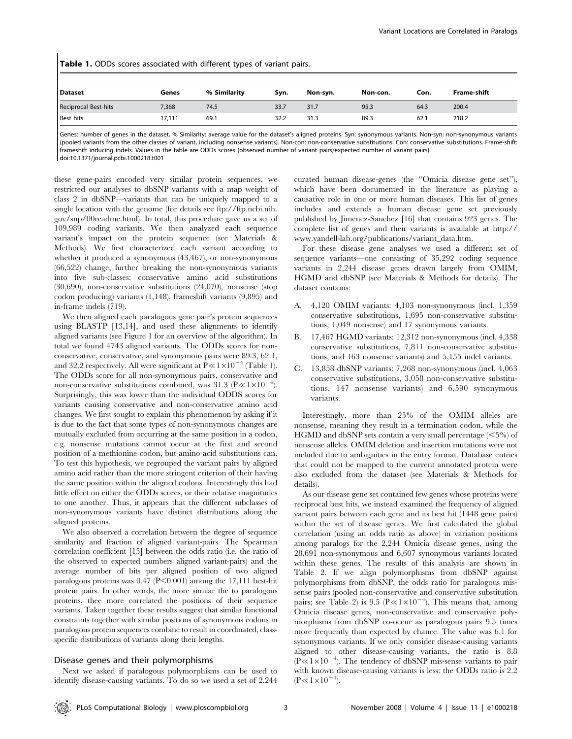**Table 1.** ODDs scores associated with different types of variant pairs.

| Dataset | Genes | % Similarity | Syn. | Non-syn. | Non-con. | Con. | Frame-shift |
|---|---|---|---|---|---|---|---|
| Reciprocal Best-hits | 7,368 | 74.5 | 33.7 | 31.7 | 95.3 | 64.3 | 200.4 |
| Best hits | 17,111 | 69.1 | 32.2 | 31.3 | 89.3 | 62.1 | 218.2 |

Genes: number of genes in the dataset. % Similarity: average value for the dataset's aligned proteins. Syn: synonymous variants. Non-syn: non-synonymous variants (pooled variants from the other classes of variant, including nonsense variants). Non-con: non-conservative substitutions. Con: conservative substitutions. Frame-shift: frameshift inducing indels. Values in the table are ODDs scores (observed number of variant pairs/expected number of variant pairs).
doi:10.1371/journal.pcbi.1000218.t001

these gene-pairs encoded very similar protein sequences, we restricted our analyses to dbSNP variants with a map weight of class 2 in dbSNP—variants that can be uniquely mapped to a single location with the genome (for details see ftp://ftp.ncbi.nih.gov/snp/00readme.html). In total, this procedure gave us a set of 109,989 coding variants. We then analyzed each sequence variant's impact on the protein sequence (see Materials & Methods). We first characterized each variant according to whether it produced a synonymous (43,467), or non-synonymous (66,522) change, further breaking the non-synonymous variants into five sub-classes: conservative amino acid substitutions (30,690), non-conservative substitutions (24,070), nonsense (stop codon producing) variants (1,148), frameshift variants (9,895) and in-frame indels (719).

We then aligned each paralogous gene pair's protein sequences using BLASTP [13,14], and used these alignments to identify aligned variants (see Figure 1 for an overview of the algorithm). In total we found 4743 aligned variants. The ODDs scores for non-conservative, conservative, and synonymous pairs were 89.3, 62.1, and 32.2 respectively. All were significant at $P \ll 1\times10^{-4}$ (Table 1). The ODDs score for all non-synonymous pairs, conservative and non-conservative substitutions combined, was 31.3 ($P \ll 1\times10^{-4}$). Surprisingly, this was lower than the individual ODDS scores for variants causing conservative and non-conservative amino acid changes. We first sought to explain this phenomenon by asking if it is due to the fact that some types of non-synonymous changes are mutually excluded from occurring at the same position in a codon, e.g. nonsense mutations cannot occur at the first and second position of a methionine codon, but amino acid substitutions can. To test this hypothesis, we regrouped the variant pairs by aligned amino acid rather than the more stringent criterion of their having the same position within the aligned codons. Interestingly this had little effect on either the ODDs scores, or their relative magnitudes to one another. Thus, it appears that the different subclasses of non-synonymous variants have distinct distributions along the aligned proteins.

We also observed a correlation between the degree of sequence similarity and fraction of aligned variant-pairs. The Spearman correlation coefficient [15] between the odds ratio (i.e. the ratio of the observed to expected numbers aligned variant-pairs) and the average number of bits per aligned position of two aligned paralogous proteins was 0.47 ($P<0.001$) among the 17,111 best-hit protein pairs. In other words, the more similar the to paralogous proteins, thee more correlated the positions of their sequence variants. Taken together these results suggest that similar functional constraints together with similar positions of synonymous codons in paralogous protein sequences combine to result in coordinated, class-specific distributions of variants along their lengths.

## Disease genes and their polymorphisms

Next we asked if paralogous polymorphisms can be used to identify disease-causing variants. To do so we used a set of 2,244 curated human disease-genes (the "Omicia disease gene set"), which have been documented in the literature as playing a causative role in one or more human diseases. This list of genes includes and extends a human disease gene set previously published by Jimenez-Sanchez [16] that contains 923 genes. The complete list of genes and their variants is available at http://www.yandell-lab.org/publications/variant_data.htm.

For these disease gene analyses we used a different set of sequence variants—one consisting of 35,292 coding sequence variants in 2,244 disease genes drawn largely from OMIM, HGMD and dbSNP (see Materials & Methods for details). The dataset contains:

A. 4,120 OMIM variants: 4,103 non-synonymous (incl. 1,359 conservative substitutions, 1,695 non-conservative substitutions, 1,049 nonsense) and 17 synonymous variants.
B. 17,467 HGMD variants: 12,312 non-synonymous (incl. 4,338 conservative substitutions, 7,811 non-conservative substitutions, and 163 nonsense variants) and 5,155 indel variants.
C. 13,858 dbSNP variants: 7,268 non-synonymous (incl. 4,063 conservative substitutions, 3,058 non-conservative substitutions, 147 nonsense variants) and 6,590 synonymous variants.

Interestingly, more than 25% of the OMIM alleles are nonsense, meaning they result in a termination codon, while the HGMD and dbSNP sets contain a very small percentage (<5%) of nonsense alleles. OMIM deletion and insertion mutations were not included due to ambiguities in the entry format. Database entries that could not be mapped to the current annotated protein were also excluded from the dataset (see Materials & Methods for details).

As our disease gene set contained few genes whose proteins were reciprocal best hits, we instead examined the frequency of aligned variant pairs between each gene and its best hit (1448 gene pairs) within the set of disease genes. We first calculated the global correlation (using an odds ratio as above) in variation positions among paralogs for the 2,244 Omicia disease genes, using the 28,691 non-synonymous and 6,607 synonymous variants located within these genes. The results of this analysis are shown in Table 2. If we align polymorphisms from dbSNP against polymorphisms from dbSNP, the odds ratio for paralogous missense pairs (pooled non-conservative and conservative substitution pairs; see Table 2) is 9.5 ($P \ll 1\times10^{-4}$). This means that, among Omicia disease genes, non-conservative and conservative polymorphisms from dbSNP co-occur as paralogous pairs 9.5 times more frequently than expected by chance. The value was 6.1 for synonymous variants. If we only consider disease-causing variants aligned to other disease-causing variants, the ratio is 8.8 ($P \ll 1\times10^{-4}$). The tendency of dbSNP mis-sense variants to pair with known disease-causing variants is less: the ODDs ratio is 2.2 ($P \ll 1\times10^{-4}$).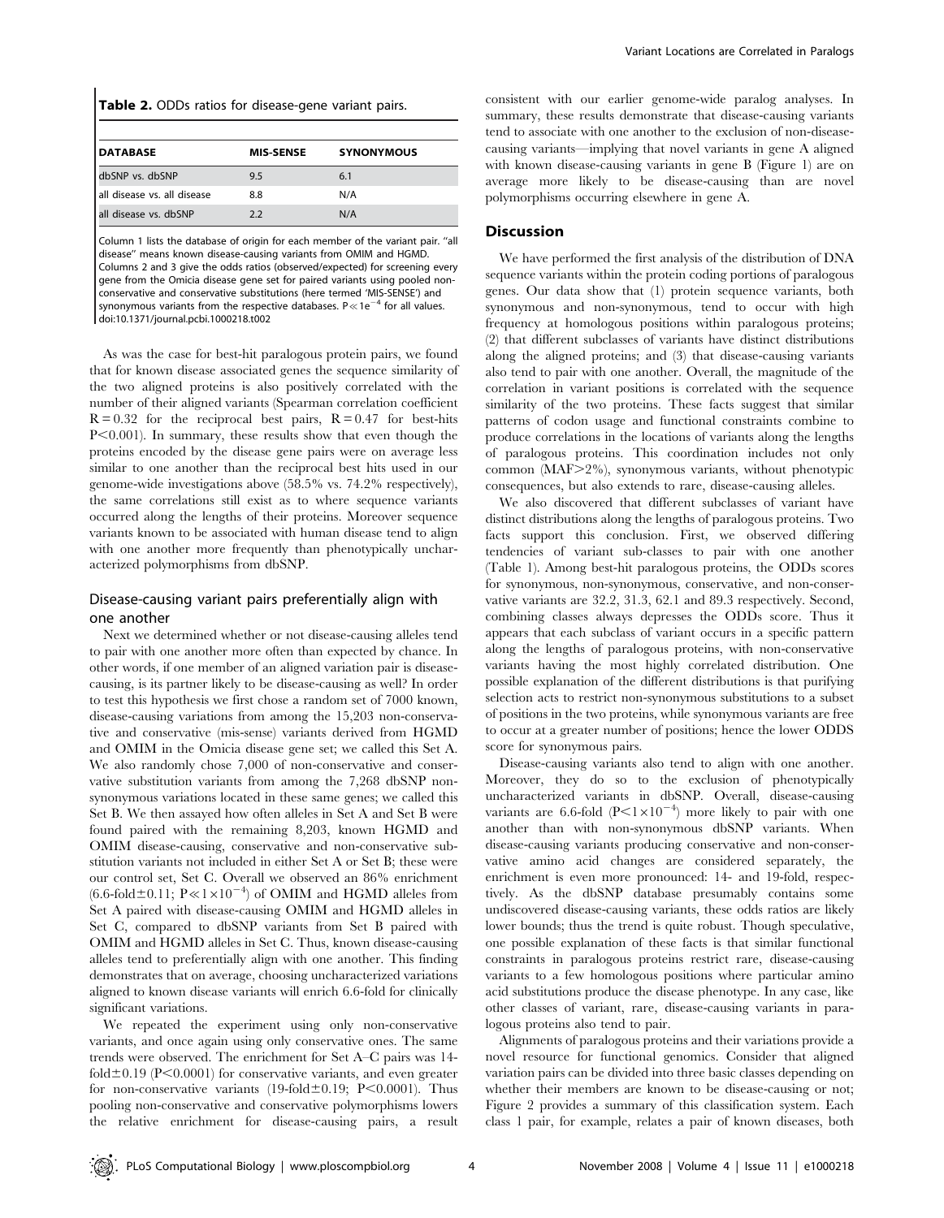**Table 2.** ODDs ratios for disease-gene variant pairs.

| DATABASE | MIS-SENSE | SYNONYMOUS |
|---|---|---|
| dbSNP vs. dbSNP | 9.5 | 6.1 |
| all disease vs. all disease | 8.8 | N/A |
| all disease vs. dbSNP | 2.2 | N/A |

Column 1 lists the database of origin for each member of the variant pair. "all disease" means known disease-causing variants from OMIM and HGMD. Columns 2 and 3 give the odds ratios (observed/expected) for screening every gene from the Omicia disease gene set for paired variants using pooled non-conservative and conservative substitutions (here termed 'MIS-SENSE') and synonymous variants from the respective databases. $P \ll 1e^{-4}$ for all values.
doi:10.1371/journal.pcbi.1000218.t002

As was the case for best-hit paralogous protein pairs, we found that for known disease associated genes the sequence similarity of the two aligned proteins is also positively correlated with the number of their aligned variants (Spearman correlation coefficient $R = 0.32$ for the reciprocal best pairs, $R = 0.47$ for best-hits $P < 0.001$). In summary, these results show that even though the proteins encoded by the disease gene pairs were on average less similar to one another than the reciprocal best hits used in our genome-wide investigations above (58.5% vs. 74.2% respectively), the same correlations still exist as to where sequence variants occurred along the lengths of their proteins. Moreover sequence variants known to be associated with human disease tend to align with one another more frequently than phenotypically uncharacterized polymorphisms from dbSNP.

## Disease-causing variant pairs preferentially align with one another

Next we determined whether or not disease-causing alleles tend to pair with one another more often than expected by chance. In other words, if one member of an aligned variation pair is disease-causing, is its partner likely to be disease-causing as well? In order to test this hypothesis we first chose a random set of 7000 known, disease-causing variations from among the 15,203 non-conservative and conservative (mis-sense) variants derived from HGMD and OMIM in the Omicia disease gene set; we called this Set A. We also randomly chose 7,000 of non-conservative and conservative substitution variants from among the 7,268 dbSNP non-synonymous variations located in these same genes; we called this Set B. We then assayed how often alleles in Set A and Set B were found paired with the remaining 8,203, known HGMD and OMIM disease-causing, conservative and non-conservative substitution variants not included in either Set A or Set B; these were our control set, Set C. Overall we observed an 86% enrichment (6.6-fold$\pm$0.11; $P \ll 1 \times 10^{-4}$) of OMIM and HGMD alleles from Set A paired with disease-causing OMIM and HGMD alleles in Set C, compared to dbSNP variants from Set B paired with OMIM and HGMD alleles in Set C. Thus, known disease-causing alleles tend to preferentially align with one another. This finding demonstrates that on average, choosing uncharacterized variations aligned to known disease variants will enrich 6.6-fold for clinically significant variations.

We repeated the experiment using only non-conservative variants, and once again using only conservative ones. The same trends were observed. The enrichment for Set A–C pairs was 14-fold$\pm$0.19 ($P < 0.0001$) for conservative variants, and even greater for non-conservative variants (19-fold$\pm$0.19; $P < 0.0001$). Thus pooling non-conservative and conservative polymorphisms lowers the relative enrichment for disease-causing pairs, a result consistent with our earlier genome-wide paralog analyses. In summary, these results demonstrate that disease-causing variants tend to associate with one another to the exclusion of non-disease-causing variants—implying that novel variants in gene A aligned with known disease-causing variants in gene B (Figure 1) are on average more likely to be disease-causing than are novel polymorphisms occurring elsewhere in gene A.

# Discussion

We have performed the first analysis of the distribution of DNA sequence variants within the protein coding portions of paralogous genes. Our data show that (1) protein sequence variants, both synonymous and non-synonymous, tend to occur with high frequency at homologous positions within paralogous proteins; (2) that different subclasses of variants have distinct distributions along the aligned proteins; and (3) that disease-causing variants also tend to pair with one another. Overall, the magnitude of the correlation in variant positions is correlated with the sequence similarity of the two proteins. These facts suggest that similar patterns of codon usage and functional constraints combine to produce correlations in the locations of variants along the lengths of paralogous proteins. This coordination includes not only common (MAF>2%), synonymous variants, without phenotypic consequences, but also extends to rare, disease-causing alleles.

We also discovered that different subclasses of variant have distinct distributions along the lengths of paralogous proteins. Two facts support this conclusion. First, we observed differing tendencies of variant sub-classes to pair with one another (Table 1). Among best-hit paralogous proteins, the ODDs scores for synonymous, non-synonymous, conservative, and non-conservative variants are 32.2, 31.3, 62.1 and 89.3 respectively. Second, combining classes always depresses the ODDs score. Thus it appears that each subclass of variant occurs in a specific pattern along the lengths of paralogous proteins, with non-conservative variants having the most highly correlated distribution. One possible explanation of the different distributions is that purifying selection acts to restrict non-synonymous substitutions to a subset of positions in the two proteins, while synonymous variants are free to occur at a greater number of positions; hence the lower ODDS score for synonymous pairs.

Disease-causing variants also tend to align with one another. Moreover, they do so to the exclusion of phenotypically uncharacterized variants in dbSNP. Overall, disease-causing variants are 6.6-fold ($P < 1 \times 10^{-4}$) more likely to pair with one another than with non-synonymous dbSNP variants. When disease-causing variants producing conservative and non-conservative amino acid changes are considered separately, the enrichment is even more pronounced: 14- and 19-fold, respectively. As the dbSNP database presumably contains some undiscovered disease-causing variants, these odds ratios are likely lower bounds; thus the trend is quite robust. Though speculative, one possible explanation of these facts is that similar functional constraints in paralogous proteins restrict rare, disease-causing variants to a few homologous positions where particular amino acid substitutions produce the disease phenotype. In any case, like other classes of variant, rare, disease-causing variants in paralogous proteins also tend to pair.

Alignments of paralogous proteins and their variations provide a novel resource for functional genomics. Consider that aligned variation pairs can be divided into three basic classes depending on whether their members are known to be disease-causing or not; Figure 2 provides a summary of this classification system. Each class 1 pair, for example, relates a pair of known diseases, both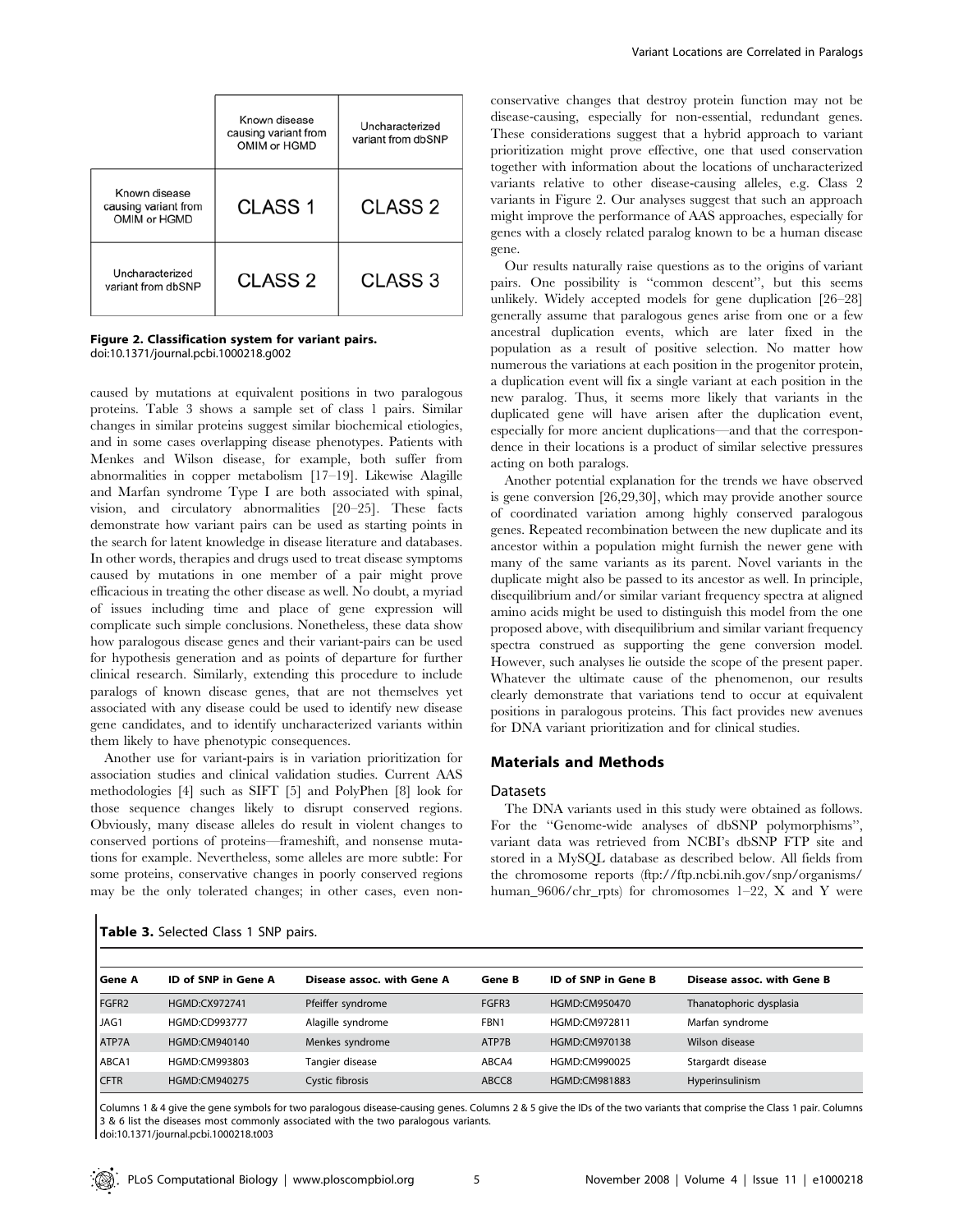|  | Known disease causing variant from OMIM or HGMD | Uncharacterized variant from dbSNP |
|---|---|---|
| Known disease causing variant from OMIM or HGMD | CLASS 1 | CLASS 2 |
| Uncharacterized variant from dbSNP | CLASS 2 | CLASS 3 |

**Figure 2. Classification system for variant pairs.**
doi:10.1371/journal.pcbi.1000218.g002

caused by mutations at equivalent positions in two paralogous proteins. Table 3 shows a sample set of class 1 pairs. Similar changes in similar proteins suggest similar biochemical etiologies, and in some cases overlapping disease phenotypes. Patients with Menkes and Wilson disease, for example, both suffer from abnormalities in copper metabolism [17–19]. Likewise Alagille and Marfan syndrome Type I are both associated with spinal, vision, and circulatory abnormalities [20–25]. These facts demonstrate how variant pairs can be used as starting points in the search for latent knowledge in disease literature and databases. In other words, therapies and drugs used to treat disease symptoms caused by mutations in one member of a pair might prove efficacious in treating the other disease as well. No doubt, a myriad of issues including time and place of gene expression will complicate such simple conclusions. Nonetheless, these data show how paralogous disease genes and their variant-pairs can be used for hypothesis generation and as points of departure for further clinical research. Similarly, extending this procedure to include paralogs of known disease genes, that are not themselves yet associated with any disease could be used to identify new disease gene candidates, and to identify uncharacterized variants within them likely to have phenotypic consequences.

Another use for variant-pairs is in variation prioritization for association studies and clinical validation studies. Current AAS methodologies [4] such as SIFT [5] and PolyPhen [8] look for those sequence changes likely to disrupt conserved regions. Obviously, many disease alleles do result in violent changes to conserved portions of proteins—frameshift, and nonsense mutations for example. Nevertheless, some alleles are more subtle: For some proteins, conservative changes in poorly conserved regions may be the only tolerated changes; in other cases, even non-conservative changes that destroy protein function may not be disease-causing, especially for non-essential, redundant genes. These considerations suggest that a hybrid approach to variant prioritization might prove effective, one that used conservation together with information about the locations of uncharacterized variants relative to other disease-causing alleles, e.g. Class 2 variants in Figure 2. Our analyses suggest that such an approach might improve the performance of AAS approaches, especially for genes with a closely related paralog known to be a human disease gene.

Our results naturally raise questions as to the origins of variant pairs. One possibility is "common descent", but this seems unlikely. Widely accepted models for gene duplication [26–28] generally assume that paralogous genes arise from one or a few ancestral duplication events, which are later fixed in the population as a result of positive selection. No matter how numerous the variations at each position in the progenitor protein, a duplication event will fix a single variant at each position in the new paralog. Thus, it seems more likely that variants in the duplicated gene will have arisen after the duplication event, especially for more ancient duplications—and that the correspondence in their locations is a product of similar selective pressures acting on both paralogs.

Another potential explanation for the trends we have observed is gene conversion [26,29,30], which may provide another source of coordinated variation among highly conserved paralogous genes. Repeated recombination between the new duplicate and its ancestor within a population might furnish the newer gene with many of the same variants as its parent. Novel variants in the duplicate might also be passed to its ancestor as well. In principle, disequilibrium and/or similar variant frequency spectra at aligned amino acids might be used to distinguish this model from the one proposed above, with disequilibrium and similar variant frequency spectra construed as supporting the gene conversion model. However, such analyses lie outside the scope of the present paper. Whatever the ultimate cause of the phenomenon, our results clearly demonstrate that variations tend to occur at equivalent positions in paralogous proteins. This fact provides new avenues for DNA variant prioritization and for clinical studies.

## Materials and Methods

### Datasets

The DNA variants used in this study were obtained as follows. For the "Genome-wide analyses of dbSNP polymorphisms", variant data was retrieved from NCBI's dbSNP FTP site and stored in a MySQL database as described below. All fields from the chromosome reports (ftp://ftp.ncbi.nih.gov/snp/organisms/human_9606/chr_rpts) for chromosomes 1–22, X and Y were

**Table 3.** Selected Class 1 SNP pairs.

| Gene A | ID of SNP in Gene A | Disease assoc. with Gene A | Gene B | ID of SNP in Gene B | Disease assoc. with Gene B |
|---|---|---|---|---|---|
| FGFR2 | HGMD:CX972741 | Pfeiffer syndrome | FGFR3 | HGMD:CM950470 | Thanatophoric dysplasia |
| JAG1 | HGMD:CD993777 | Alagille syndrome | FBN1 | HGMD:CM972811 | Marfan syndrome |
| ATP7A | HGMD:CM940140 | Menkes syndrome | ATP7B | HGMD:CM970138 | Wilson disease |
| ABCA1 | HGMD:CM993803 | Tangier disease | ABCA4 | HGMD:CM990025 | Stargardt disease |
| CFTR | HGMD:CM940275 | Cystic fibrosis | ABCC8 | HGMD:CM981883 | Hyperinsulinism |

Columns 1 & 4 give the gene symbols for two paralogous disease-causing genes. Columns 2 & 5 give the IDs of the two variants that comprise the Class 1 pair. Columns 3 & 6 list the diseases most commonly associated with the two paralogous variants.
doi:10.1371/journal.pcbi.1000218.t003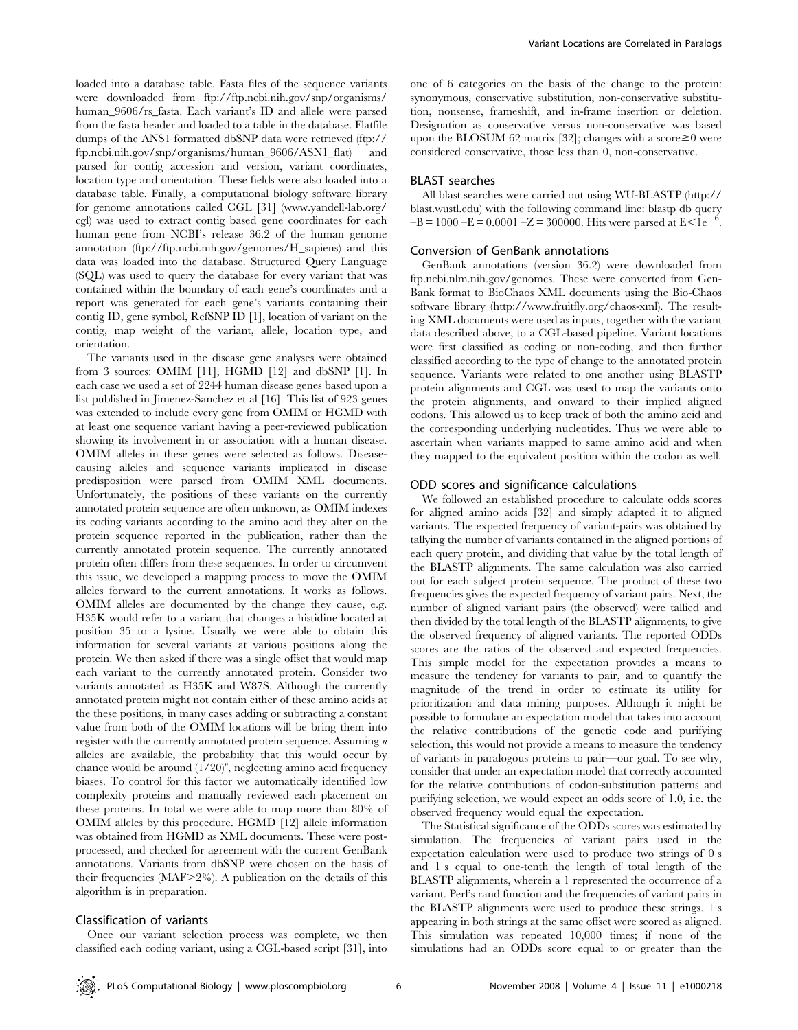loaded into a database table. Fasta files of the sequence variants were downloaded from ftp://ftp.ncbi.nih.gov/snp/organisms/human_9606/rs_fasta. Each variant's ID and allele were parsed from the fasta header and loaded to a table in the database. Flatfile dumps of the ANS1 formatted dbSNP data were retrieved (ftp://ftp.ncbi.nih.gov/snp/organisms/human_9606/ASN1_flat) and parsed for contig accession and version, variant coordinates, location type and orientation. These fields were also loaded into a database table. Finally, a computational biology software library for genome annotations called CGL [31] (www.yandell-lab.org/cgl) was used to extract contig based gene coordinates for each human gene from NCBI's release 36.2 of the human genome annotation (ftp://ftp.ncbi.nih.gov/genomes/H_sapiens) and this data was loaded into the database. Structured Query Language (SQL) was used to query the database for every variant that was contained within the boundary of each gene's coordinates and a report was generated for each gene's variants containing their contig ID, gene symbol, RefSNP ID [1], location of variant on the contig, map weight of the variant, allele, location type, and orientation.

The variants used in the disease gene analyses were obtained from 3 sources: OMIM [11], HGMD [12] and dbSNP [1]. In each case we used a set of 2244 human disease genes based upon a list published in Jimenez-Sanchez et al [16]. This list of 923 genes was extended to include every gene from OMIM or HGMD with at least one sequence variant having a peer-reviewed publication showing its involvement in or association with a human disease. OMIM alleles in these genes were selected as follows. Disease-causing alleles and sequence variants implicated in disease predisposition were parsed from OMIM XML documents. Unfortunately, the positions of these variants on the currently annotated protein sequence are often unknown, as OMIM indexes its coding variants according to the amino acid they alter on the protein sequence reported in the publication, rather than the currently annotated protein sequence. The currently annotated protein often differs from these sequences. In order to circumvent this issue, we developed a mapping process to move the OMIM alleles forward to the current annotations. It works as follows. OMIM alleles are documented by the change they cause, e.g. H35K would refer to a variant that changes a histidine located at position 35 to a lysine. Usually we were able to obtain this information for several variants at various positions along the protein. We then asked if there was a single offset that would map each variant to the currently annotated protein. Consider two variants annotated as H35K and W87S. Although the currently annotated protein might not contain either of these amino acids at the these positions, in many cases adding or subtracting a constant value from both of the OMIM locations will be bring them into register with the currently annotated protein sequence. Assuming $n$ alleles are available, the probability that this would occur by chance would be around $(1/20)^n$, neglecting amino acid frequency biases. To control for this factor we automatically identified low complexity proteins and manually reviewed each placement on these proteins. In total we were able to map more than 80% of OMIM alleles by this procedure. HGMD [12] allele information was obtained from HGMD as XML documents. These were post-processed, and checked for agreement with the current GenBank annotations. Variants from dbSNP were chosen on the basis of their frequencies (MAF>2%). A publication on the details of this algorithm is in preparation.

## Classification of variants

Once our variant selection process was complete, we then classified each coding variant, using a CGL-based script [31], into one of 6 categories on the basis of the change to the protein: synonymous, conservative substitution, non-conservative substitution, nonsense, frameshift, and in-frame insertion or deletion. Designation as conservative versus non-conservative was based upon the BLOSUM 62 matrix [32]; changes with a score≥0 were considered conservative, those less than 0, non-conservative.

## BLAST searches

All blast searches were carried out using WU-BLASTP (http://blast.wustl.edu) with the following command line: blastp db query –B = 1000 –E = 0.0001 –Z = 300000. Hits were parsed at $E<1e^{-6}$.

## Conversion of GenBank annotations

GenBank annotations (version 36.2) were downloaded from ftp.ncbi.nlm.nih.gov/genomes. These were converted from GenBank format to BioChaos XML documents using the Bio-Chaos software library (http://www.fruitfly.org/chaos-xml). The resulting XML documents were used as inputs, together with the variant data described above, to a CGL-based pipeline. Variant locations were first classified as coding or non-coding, and then further classified according to the type of change to the annotated protein sequence. Variants were related to one another using BLASTP protein alignments and CGL was used to map the variants onto the protein alignments, and onward to their implied aligned codons. This allowed us to keep track of both the amino acid and the corresponding underlying nucleotides. Thus we were able to ascertain when variants mapped to same amino acid and when they mapped to the equivalent position within the codon as well.

## ODD scores and significance calculations

We followed an established procedure to calculate odds scores for aligned amino acids [32] and simply adapted it to aligned variants. The expected frequency of variant-pairs was obtained by tallying the number of variants contained in the aligned portions of each query protein, and dividing that value by the total length of the BLASTP alignments. The same calculation was also carried out for each subject protein sequence. The product of these two frequencies gives the expected frequency of variant pairs. Next, the number of aligned variant pairs (the observed) were tallied and then divided by the total length of the BLASTP alignments, to give the observed frequency of aligned variants. The reported ODDs scores are the ratios of the observed and expected frequencies. This simple model for the expectation provides a means to measure the tendency for variants to pair, and to quantify the magnitude of the trend in order to estimate its utility for prioritization and data mining purposes. Although it might be possible to formulate an expectation model that takes into account the relative contributions of the genetic code and purifying selection, this would not provide a means to measure the tendency of variants in paralogous proteins to pair—our goal. To see why, consider that under an expectation model that correctly accounted for the relative contributions of codon-substitution patterns and purifying selection, we would expect an odds score of 1.0, i.e. the observed frequency would equal the expectation.

The Statistical significance of the ODDs scores was estimated by simulation. The frequencies of variant pairs used in the expectation calculation were used to produce two strings of 0 s and 1 s equal to one-tenth the length of total length of the BLASTP alignments, wherein a 1 represented the occurrence of a variant. Perl's rand function and the frequencies of variant pairs in the BLASTP alignments were used to produce these strings. 1 s appearing in both strings at the same offset were scored as aligned. This simulation was repeated 10,000 times; if none of the simulations had an ODDs score equal to or greater than the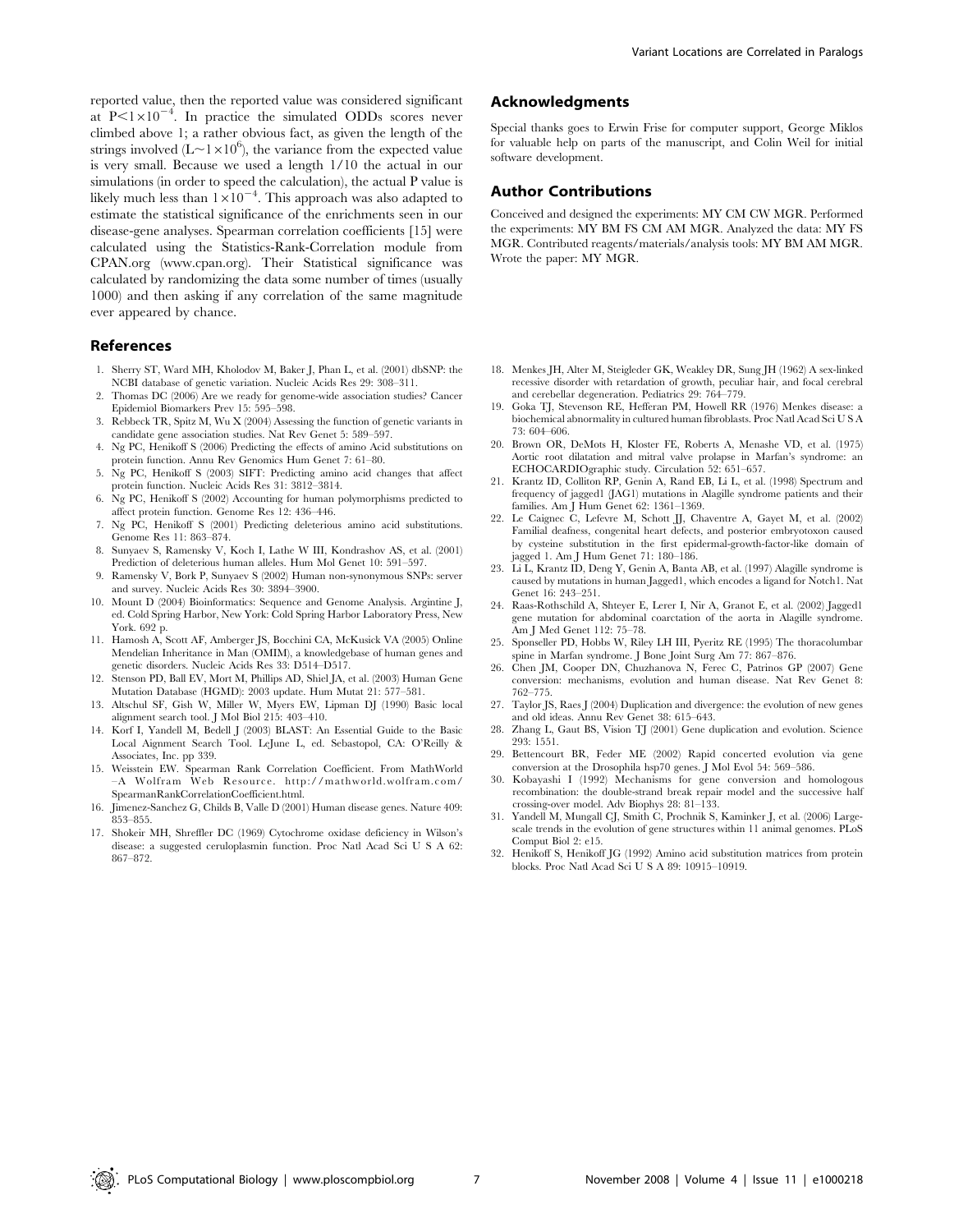reported value, then the reported value was considered significant at $P<1\times10^{-4}$. In practice the simulated ODDs scores never climbed above 1; a rather obvious fact, as given the length of the strings involved ($L\sim1\times10^{6}$), the variance from the expected value is very small. Because we used a length 1/10 the actual in our simulations (in order to speed the calculation), the actual P value is likely much less than $1\times10^{-4}$. This approach was also adapted to estimate the statistical significance of the enrichments seen in our disease-gene analyses. Spearman correlation coefficients [15] were calculated using the Statistics-Rank-Correlation module from CPAN.org (www.cpan.org). Their Statistical significance was calculated by randomizing the data some number of times (usually 1000) and then asking if any correlation of the same magnitude ever appeared by chance.

## Acknowledgments

Special thanks goes to Erwin Frise for computer support, George Miklos for valuable help on parts of the manuscript, and Colin Weil for initial software development.

## Author Contributions

Conceived and designed the experiments: MY CM CW MGR. Performed the experiments: MY BM FS CM AM MGR. Analyzed the data: MY FS MGR. Contributed reagents/materials/analysis tools: MY BM AM MGR. Wrote the paper: MY MGR.

## References

1. Sherry ST, Ward MH, Kholodov M, Baker J, Phan L, et al. (2001) dbSNP: the NCBI database of genetic variation. Nucleic Acids Res 29: 308–311.
2. Thomas DC (2006) Are we ready for genome-wide association studies? Cancer Epidemiol Biomarkers Prev 15: 595–598.
3. Rebbeck TR, Spitz M, Wu X (2004) Assessing the function of genetic variants in candidate gene association studies. Nat Rev Genet 5: 589–597.
4. Ng PC, Henikoff S (2006) Predicting the effects of amino Acid substitutions on protein function. Annu Rev Genomics Hum Genet 7: 61–80.
5. Ng PC, Henikoff S (2003) SIFT: Predicting amino acid changes that affect protein function. Nucleic Acids Res 31: 3812–3814.
6. Ng PC, Henikoff S (2002) Accounting for human polymorphisms predicted to affect protein function. Genome Res 12: 436–446.
7. Ng PC, Henikoff S (2001) Predicting deleterious amino acid substitutions. Genome Res 11: 863–874.
8. Sunyaev S, Ramensky V, Koch I, Lathe W III, Kondrashov AS, et al. (2001) Prediction of deleterious human alleles. Hum Mol Genet 10: 591–597.
9. Ramensky V, Bork P, Sunyaev S (2002) Human non-synonymous SNPs: server and survey. Nucleic Acids Res 30: 3894–3900.
10. Mount D (2004) Bioinformatics: Sequence and Genome Analysis. Argintine J, ed. Cold Spring Harbor, New York: Cold Spring Harbor Laboratory Press, New York. 692 p.
11. Hamosh A, Scott AF, Amberger JS, Bocchini CA, McKusick VA (2005) Online Mendelian Inheritance in Man (OMIM), a knowledgebase of human genes and genetic disorders. Nucleic Acids Res 33: D514–D517.
12. Stenson PD, Ball EV, Mort M, Phillips AD, Shiel JA, et al. (2003) Human Gene Mutation Database (HGMD): 2003 update. Hum Mutat 21: 577–581.
13. Altschul SF, Gish W, Miller W, Myers EW, Lipman DJ (1990) Basic local alignment search tool. J Mol Biol 215: 403–410.
14. Korf I, Yandell M, Bedell J (2003) BLAST: An Essential Guide to the Basic Local Aignment Search Tool. LeJune L, ed. Sebastopol, CA: O'Reilly & Associates, Inc. pp 339.
15. Weisstein EW. Spearman Rank Correlation Coefficient. From MathWorld –A Wolfram Web Resource. http://mathworld.wolfram.com/SpearmanRankCorrelationCoefficient.html.
16. Jimenez-Sanchez G, Childs B, Valle D (2001) Human disease genes. Nature 409: 853–855.
17. Shokeir MH, Shreffler DC (1969) Cytochrome oxidase deficiency in Wilson's disease: a suggested ceruloplasmin function. Proc Natl Acad Sci U S A 62: 867–872.
18. Menkes JH, Alter M, Steigleder GK, Weakley DR, Sung JH (1962) A sex-linked recessive disorder with retardation of growth, peculiar hair, and focal cerebral and cerebellar degeneration. Pediatrics 29: 764–779.
19. Goka TJ, Stevenson RE, Hefferan PM, Howell RR (1976) Menkes disease: a biochemical abnormality in cultured human fibroblasts. Proc Natl Acad Sci U S A 73: 604–606.
20. Brown OR, DeMots H, Kloster FE, Roberts A, Menashe VD, et al. (1975) Aortic root dilatation and mitral valve prolapse in Marfan's syndrome: an ECHOCARDIOgraphic study. Circulation 52: 651–657.
21. Krantz ID, Colliton RP, Genin A, Rand EB, Li L, et al. (1998) Spectrum and frequency of jagged1 (JAG1) mutations in Alagille syndrome patients and their families. Am J Hum Genet 62: 1361–1369.
22. Le Caignec C, Lefevre M, Schott JJ, Chaventre A, Gayet M, et al. (2002) Familial deafness, congenital heart defects, and posterior embryotoxon caused by cysteine substitution in the first epidermal-growth-factor-like domain of jagged 1. Am J Hum Genet 71: 180–186.
23. Li L, Krantz ID, Deng Y, Genin A, Banta AB, et al. (1997) Alagille syndrome is caused by mutations in human Jagged1, which encodes a ligand for Notch1. Nat Genet 16: 243–251.
24. Raas-Rothschild A, Shteyer E, Lerer I, Nir A, Granot E, et al. (2002) Jagged1 gene mutation for abdominal coarctation of the aorta in Alagille syndrome. Am J Med Genet 112: 75–78.
25. Sponseller PD, Hobbs W, Riley LH III, Pyeritz RE (1995) The thoracolumbar spine in Marfan syndrome. J Bone Joint Surg Am 77: 867–876.
26. Chen JM, Cooper DN, Chuzhanova N, Ferec C, Patrinos GP (2007) Gene conversion: mechanisms, evolution and human disease. Nat Rev Genet 8: 762–775.
27. Taylor JS, Raes J (2004) Duplication and divergence: the evolution of new genes and old ideas. Annu Rev Genet 38: 615–643.
28. Zhang L, Gaut BS, Vision TJ (2001) Gene duplication and evolution. Science 293: 1551.
29. Bettencourt BR, Feder ME (2002) Rapid concerted evolution via gene conversion at the Drosophila hsp70 genes. J Mol Evol 54: 569–586.
30. Kobayashi I (1992) Mechanisms for gene conversion and homologous recombination: the double-strand break repair model and the successive half crossing-over model. Adv Biophys 28: 81–133.
31. Yandell M, Mungall CJ, Smith C, Prochnik S, Kaminker J, et al. (2006) Large-scale trends in the evolution of gene structures within 11 animal genomes. PLoS Comput Biol 2: e15.
32. Henikoff S, Henikoff JG (1992) Amino acid substitution matrices from protein blocks. Proc Natl Acad Sci U S A 89: 10915–10919.